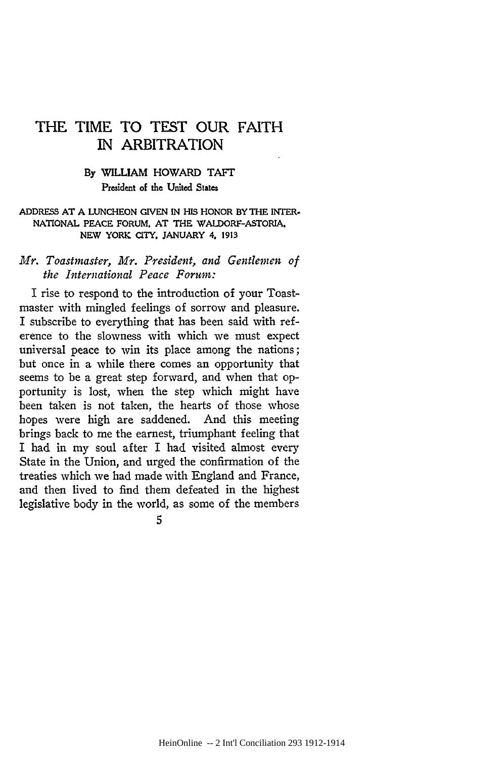# THE TIME TO TEST OUR FAITH IN ARBITRATION

By WILLIAM HOWARD TAFT
President of the United States

ADDRESS AT A LUNCHEON GIVEN IN HIS HONOR BY THE INTERNATIONAL PEACE FORUM, AT THE WALDORF-ASTORIA, NEW YORK CITY, JANUARY 4, 1913

*Mr. Toastmaster, Mr. President, and Gentlemen of the International Peace Forum:*

I rise to respond to the introduction of your Toastmaster with mingled feelings of sorrow and pleasure. I subscribe to everything that has been said with reference to the slowness with which we must expect universal peace to win its place among the nations; but once in a while there comes an opportunity that seems to be a great step forward, and when that opportunity is lost, when the step which might have been taken is not taken, the hearts of those whose hopes were high are saddened. And this meeting brings back to me the earnest, triumphant feeling that I had in my soul after I had visited almost every State in the Union, and urged the confirmation of the treaties which we had made with England and France, and then lived to find them defeated in the highest legislative body in the world, as some of the members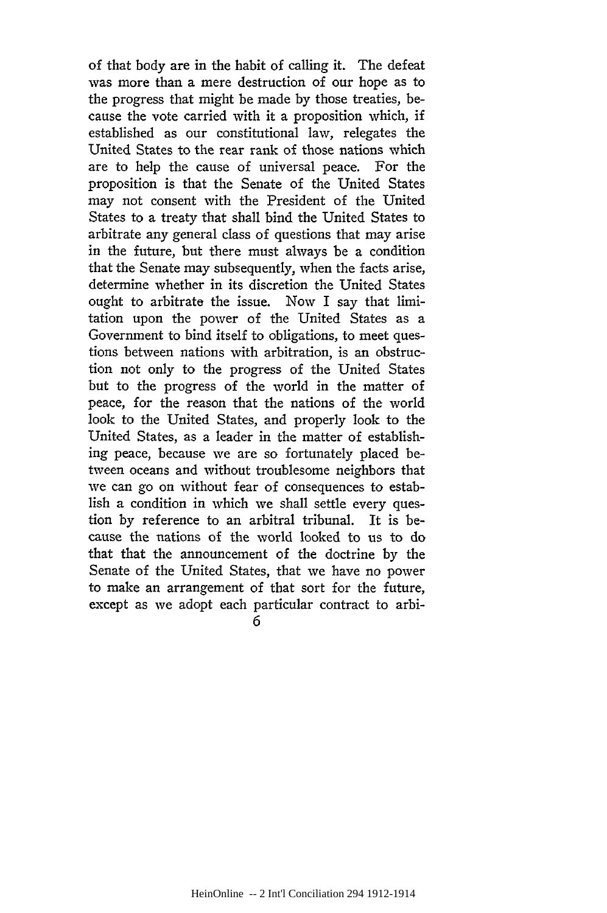of that body are in the habit of calling it. The defeat was more than a mere destruction of our hope as to the progress that might be made by those treaties, because the vote carried with it a proposition which, if established as our constitutional law, relegates the United States to the rear rank of those nations which are to help the cause of universal peace. For the proposition is that the Senate of the United States may not consent with the President of the United States to a treaty that shall bind the United States to arbitrate any general class of questions that may arise in the future, but there must always be a condition that the Senate may subsequently, when the facts arise, determine whether in its discretion the United States ought to arbitrate the issue. Now I say that limitation upon the power of the United States as a Government to bind itself to obligations, to meet questions between nations with arbitration, is an obstruction not only to the progress of the United States but to the progress of the world in the matter of peace, for the reason that the nations of the world look to the United States, and properly look to the United States, as a leader in the matter of establishing peace, because we are so fortunately placed between oceans and without troublesome neighbors that we can go on without fear of consequences to establish a condition in which we shall settle every question by reference to an arbitral tribunal. It is because the nations of the world looked to us to do that that the announcement of the doctrine by the Senate of the United States, that we have no power to make an arrangement of that sort for the future, except as we adopt each particular contract to arbi-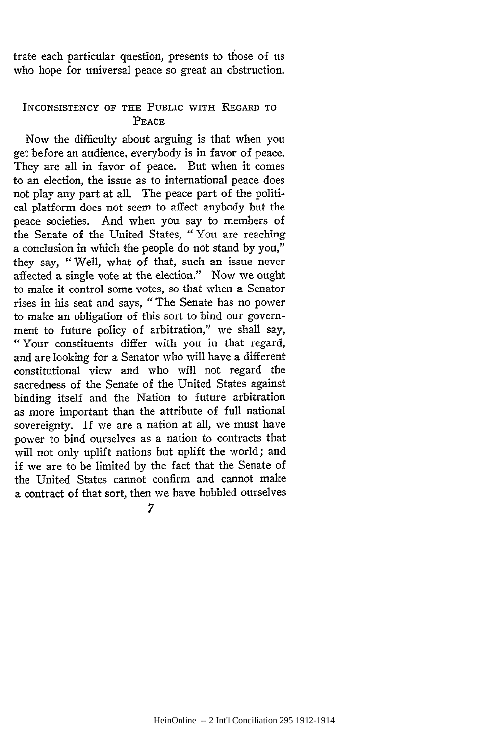trate each particular question, presents to those of us who hope for universal peace so great an obstruction.

## Inconsistency of the Public with Regard to Peace

Now the difficulty about arguing is that when you get before an audience, everybody is in favor of peace. They are all in favor of peace. But when it comes to an election, the issue as to international peace does not play any part at all. The peace part of the political platform does not seem to affect anybody but the peace societies. And when you say to members of the Senate of the United States, "You are reaching a conclusion in which the people do not stand by you," they say, "Well, what of that, such an issue never affected a single vote at the election." Now we ought to make it control some votes, so that when a Senator rises in his seat and says, "The Senate has no power to make an obligation of this sort to bind our government to future policy of arbitration," we shall say, "Your constituents differ with you in that regard, and are looking for a Senator who will have a different constitutional view and who will not regard the sacredness of the Senate of the United States against binding itself and the Nation to future arbitration as more important than the attribute of full national sovereignty. If we are a nation at all, we must have power to bind ourselves as a nation to contracts that will not only uplift nations but uplift the world; and if we are to be limited by the fact that the Senate of the United States cannot confirm and cannot make a contract of that sort, then we have hobbled ourselves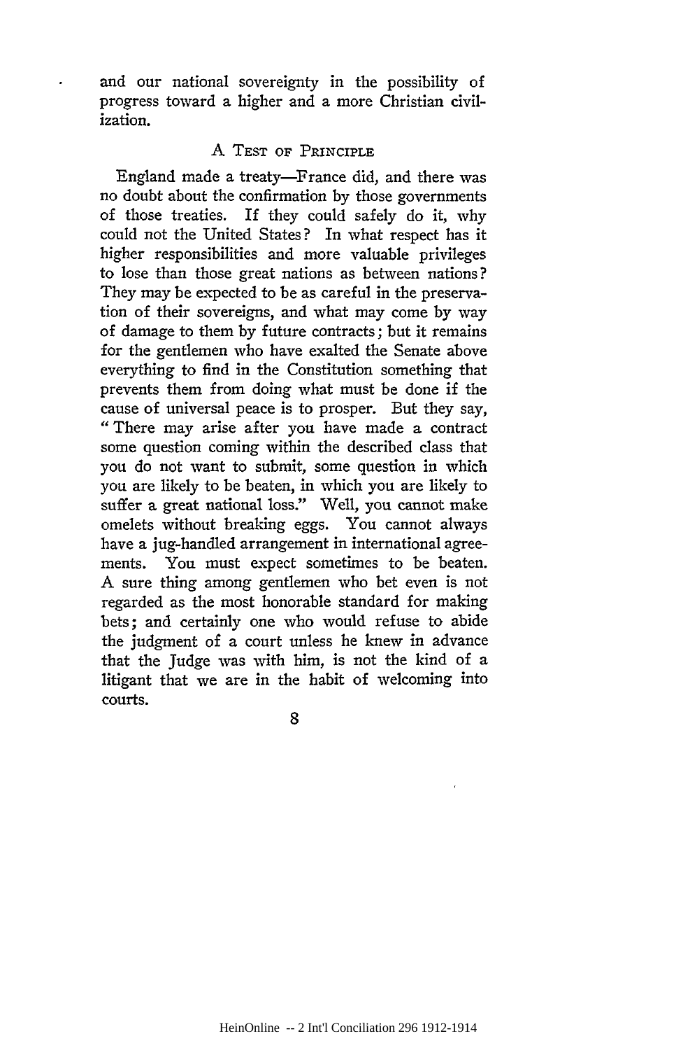and our national sovereignty in the possibility of progress toward a higher and a more Christian civilization.

## A Test of Principle

England made a treaty—France did, and there was no doubt about the confirmation by those governments of those treaties. If they could safely do it, why could not the United States? In what respect has it higher responsibilities and more valuable privileges to lose than those great nations as between nations? They may be expected to be as careful in the preservation of their sovereigns, and what may come by way of damage to them by future contracts; but it remains for the gentlemen who have exalted the Senate above everything to find in the Constitution something that prevents them from doing what must be done if the cause of universal peace is to prosper. But they say, "There may arise after you have made a contract some question coming within the described class that you do not want to submit, some question in which you are likely to be beaten, in which you are likely to suffer a great national loss." Well, you cannot make omelets without breaking eggs. You cannot always have a jug-handled arrangement in international agreements. You must expect sometimes to be beaten. A sure thing among gentlemen who bet even is not regarded as the most honorable standard for making bets; and certainly one who would refuse to abide the judgment of a court unless he knew in advance that the Judge was with him, is not the kind of a litigant that we are in the habit of welcoming into courts.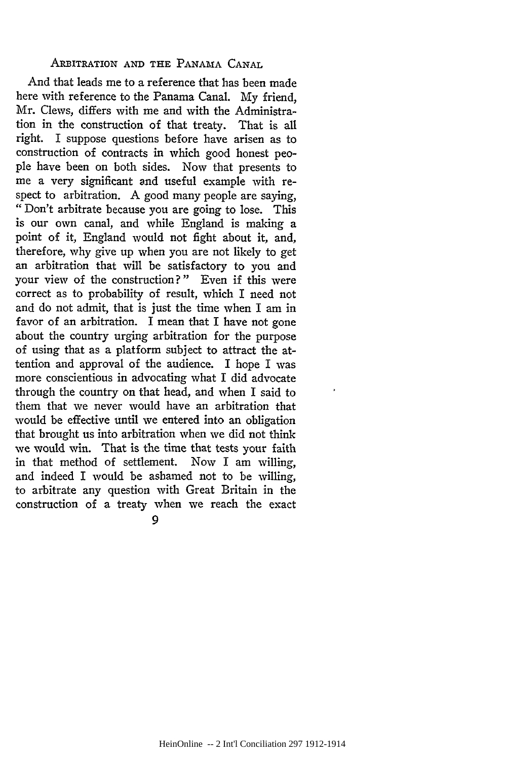## Arbitration and the Panama Canal

And that leads me to a reference that has been made here with reference to the Panama Canal. My friend, Mr. Clews, differs with me and with the Administration in the construction of that treaty. That is all right. I suppose questions before have arisen as to construction of contracts in which good honest people have been on both sides. Now that presents to me a very significant and useful example with respect to arbitration. A good many people are saying, "Don't arbitrate because you are going to lose. This is our own canal, and while England is making a point of it, England would not fight about it, and, therefore, why give up when you are not likely to get an arbitration that will be satisfactory to you and your view of the construction?" Even if this were correct as to probability of result, which I need not and do not admit, that is just the time when I am in favor of an arbitration. I mean that I have not gone about the country urging arbitration for the purpose of using that as a platform subject to attract the attention and approval of the audience. I hope I was more conscientious in advocating what I did advocate through the country on that head, and when I said to them that we never would have an arbitration that would be effective until we entered into an obligation that brought us into arbitration when we did not think we would win. That is the time that tests your faith in that method of settlement. Now I am willing, and indeed I would be ashamed not to be willing, to arbitrate any question with Great Britain in the construction of a treaty when we reach the exact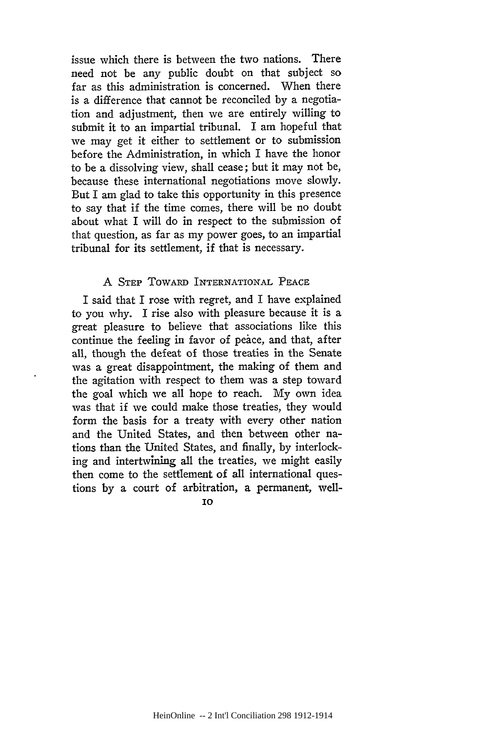issue which there is between the two nations. There need not be any public doubt on that subject so far as this administration is concerned. When there is a difference that cannot be reconciled by a negotiation and adjustment, then we are entirely willing to submit it to an impartial tribunal. I am hopeful that we may get it either to settlement or to submission before the Administration, in which I have the honor to be a dissolving view, shall cease; but it may not be, because these international negotiations move slowly. But I am glad to take this opportunity in this presence to say that if the time comes, there will be no doubt about what I will do in respect to the submission of that question, as far as my power goes, to an impartial tribunal for its settlement, if that is necessary.

## A Step Toward International Peace

I said that I rose with regret, and I have explained to you why. I rise also with pleasure because it is a great pleasure to believe that associations like this continue the feeling in favor of peace, and that, after all, though the defeat of those treaties in the Senate was a great disappointment, the making of them and the agitation with respect to them was a step toward the goal which we all hope to reach. My own idea was that if we could make those treaties, they would form the basis for a treaty with every other nation and the United States, and then between other nations than the United States, and finally, by interlocking and intertwining all the treaties, we might easily then come to the settlement of all international questions by a court of arbitration, a permanent, well-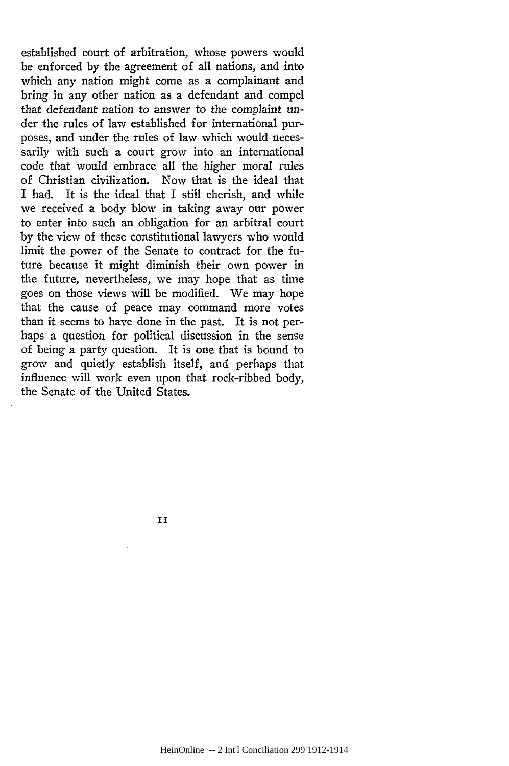established court of arbitration, whose powers would be enforced by the agreement of all nations, and into which any nation might come as a complainant and bring in any other nation as a defendant and compel that defendant nation to answer to the complaint under the rules of law established for international purposes, and under the rules of law which would necessarily with such a court grow into an international code that would embrace all the higher moral rules of Christian civilization. Now that is the ideal that I had. It is the ideal that I still cherish, and while we received a body blow in taking away our power to enter into such an obligation for an arbitral court by the view of these constitutional lawyers who would limit the power of the Senate to contract for the future because it might diminish their own power in the future, nevertheless, we may hope that as time goes on those views will be modified. We may hope that the cause of peace may command more votes than it seems to have done in the past. It is not perhaps a question for political discussion in the sense of being a party question. It is one that is bound to grow and quietly establish itself, and perhaps that influence will work even upon that rock-ribbed body, the Senate of the United States.